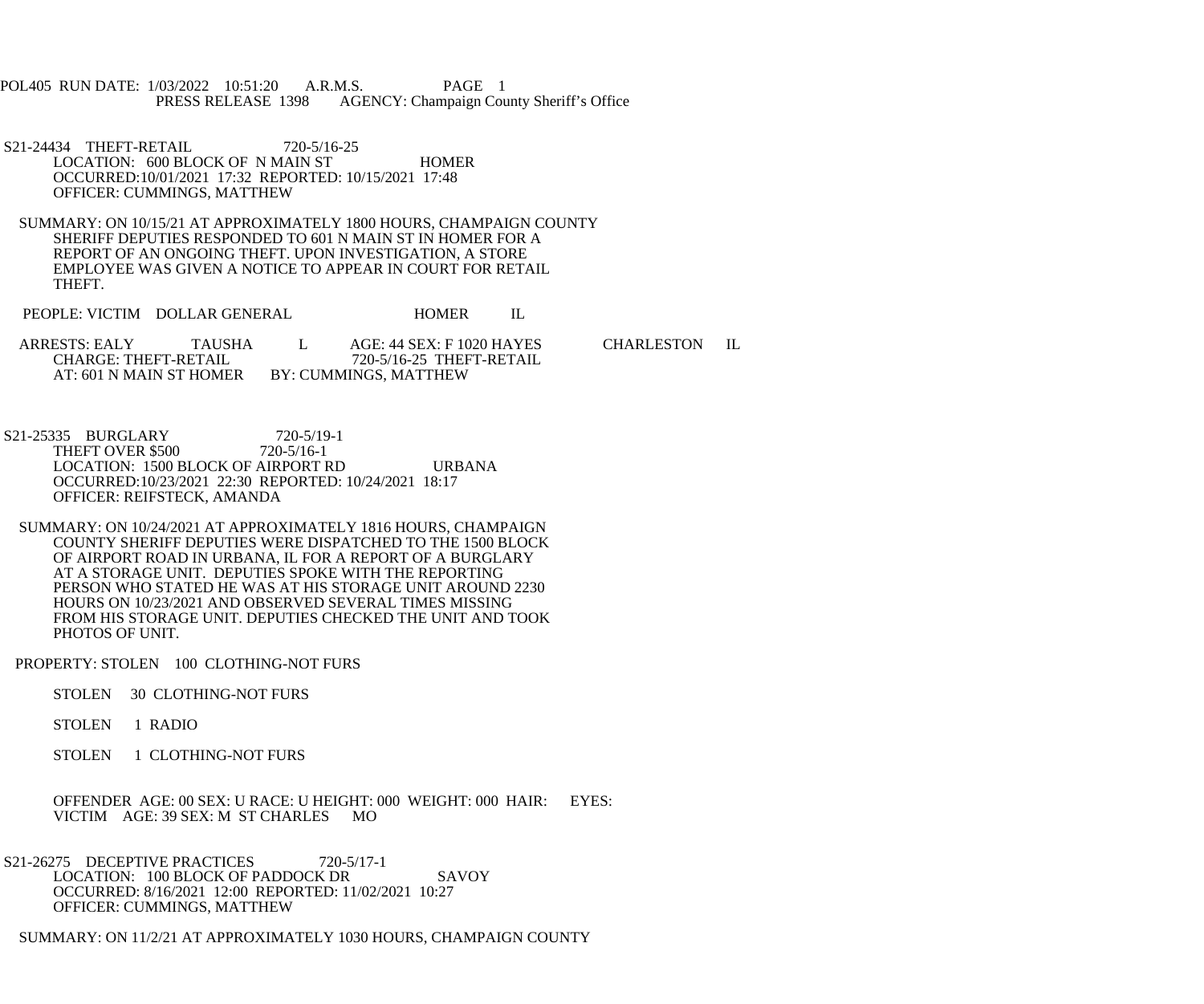POL405 RUN DATE: 1/03/2022 10:51:20 A.R.M.S. PAGE 1
PRESS RELEASE 1398 AGENCY: Champaign County Sheriff's Office

S21-24434 THEFT-RETAIL 720-5/16-25
LOCATION: 600 BLOCK OF N MAIN ST HOMER
OCCURRED:10/01/2021 17:32 REPORTED: 10/15/2021 17:48
OFFICER: CUMMINGS, MATTHEW

SUMMARY: ON 10/15/21 AT APPROXIMATELY 1800 HOURS, CHAMPAIGN COUNTY SHERIFF DEPUTIES RESPONDED TO 601 N MAIN ST IN HOMER FOR A REPORT OF AN ONGOING THEFT. UPON INVESTIGATION, A STORE EMPLOYEE WAS GIVEN A NOTICE TO APPEAR IN COURT FOR RETAIL THEFT.

PEOPLE: VICTIM DOLLAR GENERAL HOMER IL

ARRESTS: EALY TAUSHA L AGE: 44 SEX: F 1020 HAYES CHARLESTON IL
CHARGE: THEFT-RETAIL 720-5/16-25 THEFT-RETAIL
AT: 601 N MAIN ST HOMER BY: CUMMINGS, MATTHEW

S21-25335 BURGLARY 720-5/19-1
THEFT OVER $500 720-5/16-1
LOCATION: 1500 BLOCK OF AIRPORT RD URBANA
OCCURRED:10/23/2021 22:30 REPORTED: 10/24/2021 18:17
OFFICER: REIFSTECK, AMANDA

SUMMARY: ON 10/24/2021 AT APPROXIMATELY 1816 HOURS, CHAMPAIGN COUNTY SHERIFF DEPUTIES WERE DISPATCHED TO THE 1500 BLOCK OF AIRPORT ROAD IN URBANA, IL FOR A REPORT OF A BURGLARY AT A STORAGE UNIT. DEPUTIES SPOKE WITH THE REPORTING PERSON WHO STATED HE WAS AT HIS STORAGE UNIT AROUND 2230 HOURS ON 10/23/2021 AND OBSERVED SEVERAL TIMES MISSING FROM HIS STORAGE UNIT. DEPUTIES CHECKED THE UNIT AND TOOK PHOTOS OF UNIT.

PROPERTY: STOLEN 100 CLOTHING-NOT FURS

STOLEN 30 CLOTHING-NOT FURS

STOLEN 1 RADIO

STOLEN 1 CLOTHING-NOT FURS

OFFENDER AGE: 00 SEX: U RACE: U HEIGHT: 000 WEIGHT: 000 HAIR: EYES:
VICTIM AGE: 39 SEX: M ST CHARLES MO

S21-26275 DECEPTIVE PRACTICES 720-5/17-1
LOCATION: 100 BLOCK OF PADDOCK DR SAVOY
OCCURRED: 8/16/2021 12:00 REPORTED: 11/02/2021 10:27
OFFICER: CUMMINGS, MATTHEW

SUMMARY: ON 11/2/21 AT APPROXIMATELY 1030 HOURS, CHAMPAIGN COUNTY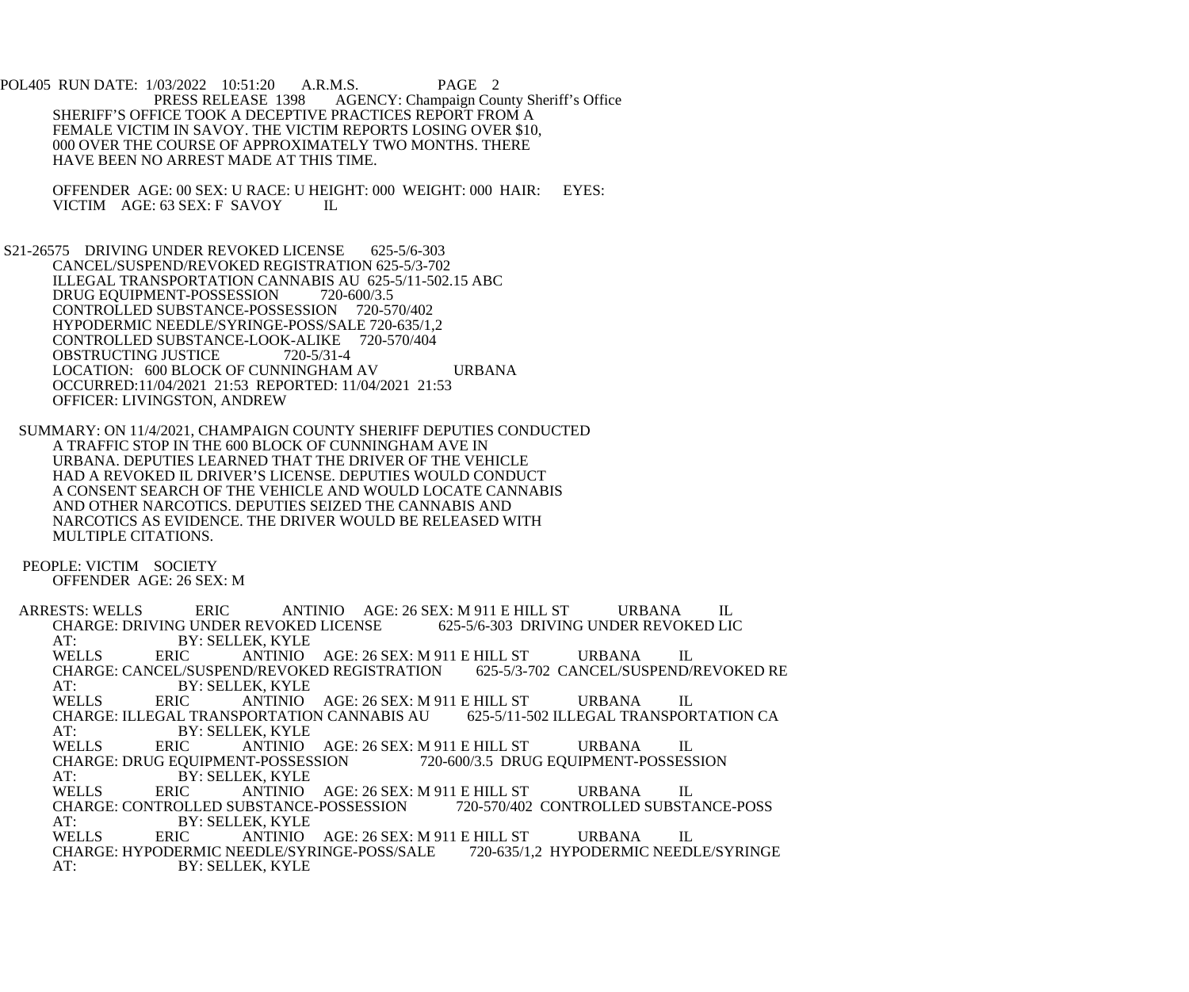POL405 RUN DATE: 1/03/2022 10:51:20 A.R.M.S. PAGE 2
PRESS RELEASE 1398 AGENCY: Champaign County Sheriff's Office

SHERIFF'S OFFICE TOOK A DECEPTIVE PRACTICES REPORT FROM A FEMALE VICTIM IN SAVOY. THE VICTIM REPORTS LOSING OVER $10, 000 OVER THE COURSE OF APPROXIMATELY TWO MONTHS. THERE HAVE BEEN NO ARREST MADE AT THIS TIME.

OFFENDER AGE: 00 SEX: U RACE: U HEIGHT: 000 WEIGHT: 000 HAIR: EYES:
VICTIM AGE: 63 SEX: F SAVOY IL

S21-26575 DRIVING UNDER REVOKED LICENSE 625-5/6-303
CANCEL/SUSPEND/REVOKED REGISTRATION 625-5/3-702
ILLEGAL TRANSPORTATION CANNABIS AU 625-5/11-502.15 ABC
DRUG EQUIPMENT-POSSESSION 720-600/3.5
CONTROLLED SUBSTANCE-POSSESSION 720-570/402
HYPODERMIC NEEDLE/SYRINGE-POSS/SALE 720-635/1,2
CONTROLLED SUBSTANCE-LOOK-ALIKE 720-570/404
OBSTRUCTING JUSTICE 720-5/31-4
LOCATION: 600 BLOCK OF CUNNINGHAM AV URBANA
OCCURRED:11/04/2021 21:53 REPORTED: 11/04/2021 21:53
OFFICER: LIVINGSTON, ANDREW

SUMMARY: ON 11/4/2021, CHAMPAIGN COUNTY SHERIFF DEPUTIES CONDUCTED A TRAFFIC STOP IN THE 600 BLOCK OF CUNNINGHAM AVE IN URBANA. DEPUTIES LEARNED THAT THE DRIVER OF THE VEHICLE HAD A REVOKED IL DRIVER'S LICENSE. DEPUTIES WOULD CONDUCT A CONSENT SEARCH OF THE VEHICLE AND WOULD LOCATE CANNABIS AND OTHER NARCOTICS. DEPUTIES SEIZED THE CANNABIS AND NARCOTICS AS EVIDENCE. THE DRIVER WOULD BE RELEASED WITH MULTIPLE CITATIONS.

PEOPLE: VICTIM SOCIETY
OFFENDER AGE: 26 SEX: M

ARRESTS: WELLS ERIC ANTINIO AGE: 26 SEX: M 911 E HILL ST URBANA IL
CHARGE: DRIVING UNDER REVOKED LICENSE 625-5/6-303 DRIVING UNDER REVOKED LIC
AT: BY: SELLEK, KYLE
WELLS ERIC ANTINIO AGE: 26 SEX: M 911 E HILL ST URBANA IL
CHARGE: CANCEL/SUSPEND/REVOKED REGISTRATION 625-5/3-702 CANCEL/SUSPEND/REVOKED RE
AT: BY: SELLEK, KYLE
WELLS ERIC ANTINIO AGE: 26 SEX: M 911 E HILL ST URBANA IL
CHARGE: ILLEGAL TRANSPORTATION CANNABIS AU 625-5/11-502 ILLEGAL TRANSPORTATION CA
AT: BY: SELLEK, KYLE
WELLS ERIC ANTINIO AGE: 26 SEX: M 911 E HILL ST URBANA IL
CHARGE: DRUG EQUIPMENT-POSSESSION 720-600/3.5 DRUG EQUIPMENT-POSSESSION
AT: BY: SELLEK, KYLE
WELLS ERIC ANTINIO AGE: 26 SEX: M 911 E HILL ST URBANA IL
CHARGE: CONTROLLED SUBSTANCE-POSSESSION 720-570/402 CONTROLLED SUBSTANCE-POSS
AT: BY: SELLEK, KYLE
WELLS ERIC ANTINIO AGE: 26 SEX: M 911 E HILL ST URBANA IL
CHARGE: HYPODERMIC NEEDLE/SYRINGE-POSS/SALE 720-635/1,2 HYPODERMIC NEEDLE/SYRINGE
AT: BY: SELLEK, KYLE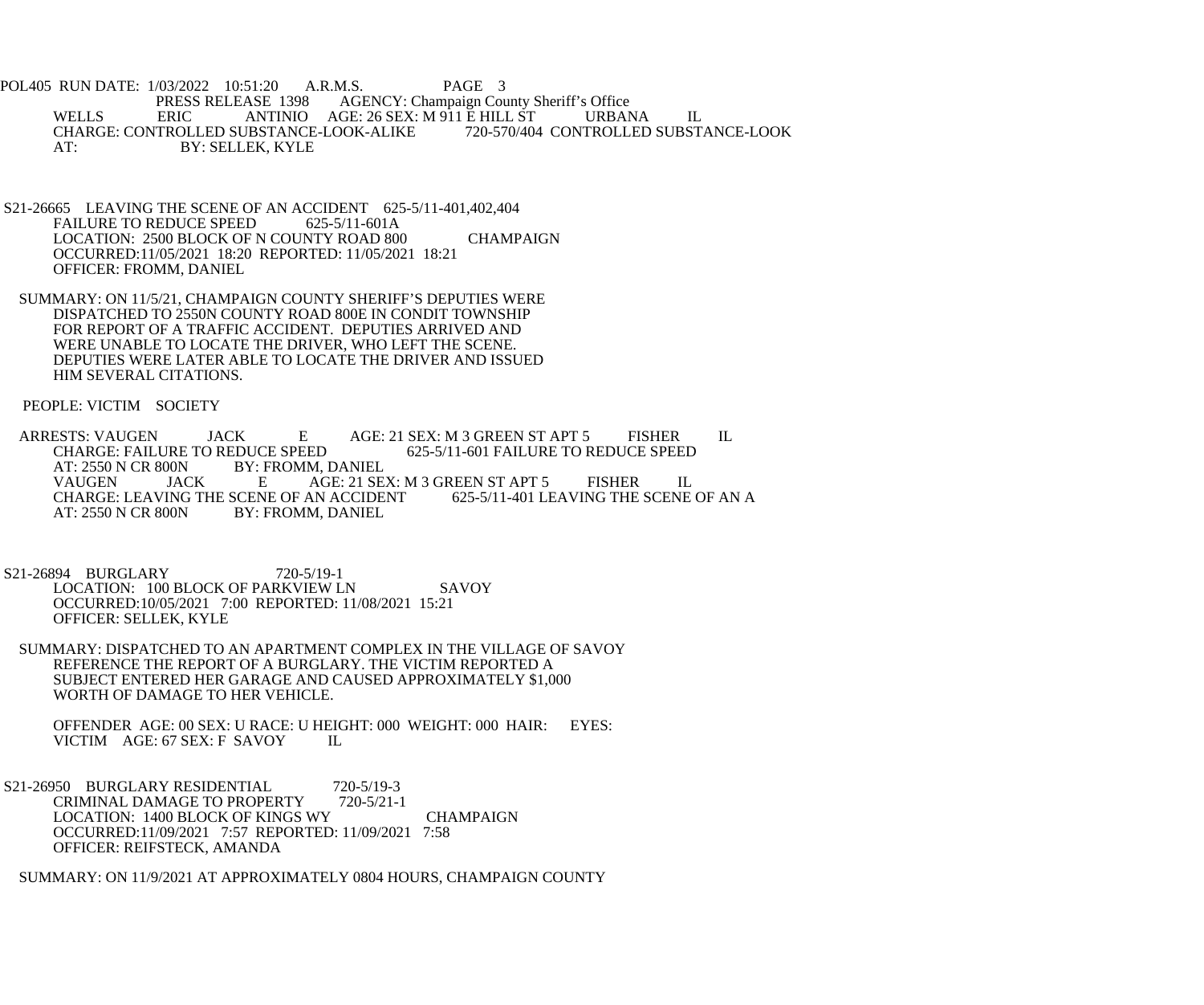WELLS ERIC ANTINIO AGE: 26 SEX: M 911 E HILL ST URBANA IL
CHARGE: CONTROLLED SUBSTANCE-LOOK-ALIKE 720-570/404 CONTROLLED SUBSTANCE-LOOK
AT: BY: SELLEK, KYLE

S21-26665 LEAVING THE SCENE OF AN ACCIDENT 625-5/11-401,402,404
FAILURE TO REDUCE SPEED 625-5/11-601A
LOCATION: 2500 BLOCK OF N COUNTY ROAD 800 CHAMPAIGN
OCCURRED:11/05/2021 18:20 REPORTED: 11/05/2021 18:21
OFFICER: FROMM, DANIEL

SUMMARY: ON 11/5/21, CHAMPAIGN COUNTY SHERIFF'S DEPUTIES WERE DISPATCHED TO 2550N COUNTY ROAD 800E IN CONDIT TOWNSHIP FOR REPORT OF A TRAFFIC ACCIDENT. DEPUTIES ARRIVED AND WERE UNABLE TO LOCATE THE DRIVER, WHO LEFT THE SCENE. DEPUTIES WERE LATER ABLE TO LOCATE THE DRIVER AND ISSUED HIM SEVERAL CITATIONS.

PEOPLE: VICTIM SOCIETY

ARRESTS: VAUGEN JACK E AGE: 21 SEX: M 3 GREEN ST APT 5 FISHER IL
CHARGE: FAILURE TO REDUCE SPEED 625-5/11-601 FAILURE TO REDUCE SPEED
AT: 2550 N CR 800N BY: FROMM, DANIEL
VAUGEN JACK E AGE: 21 SEX: M 3 GREEN ST APT 5 FISHER IL
CHARGE: LEAVING THE SCENE OF AN ACCIDENT 625-5/11-401 LEAVING THE SCENE OF AN A
AT: 2550 N CR 800N BY: FROMM, DANIEL

S21-26894 BURGLARY 720-5/19-1
LOCATION: 100 BLOCK OF PARKVIEW LN SAVOY
OCCURRED:10/05/2021 7:00 REPORTED: 11/08/2021 15:21
OFFICER: SELLEK, KYLE

SUMMARY: DISPATCHED TO AN APARTMENT COMPLEX IN THE VILLAGE OF SAVOY REFERENCE THE REPORT OF A BURGLARY. THE VICTIM REPORTED A SUBJECT ENTERED HER GARAGE AND CAUSED APPROXIMATELY $1,000 WORTH OF DAMAGE TO HER VEHICLE.

OFFENDER AGE: 00 SEX: U RACE: U HEIGHT: 000 WEIGHT: 000 HAIR: EYES:
VICTIM AGE: 67 SEX: F SAVOY IL

S21-26950 BURGLARY RESIDENTIAL 720-5/19-3
CRIMINAL DAMAGE TO PROPERTY 720-5/21-1
LOCATION: 1400 BLOCK OF KINGS WY CHAMPAIGN
OCCURRED:11/09/2021 7:57 REPORTED: 11/09/2021 7:58
OFFICER: REIFSTECK, AMANDA

SUMMARY: ON 11/9/2021 AT APPROXIMATELY 0804 HOURS, CHAMPAIGN COUNTY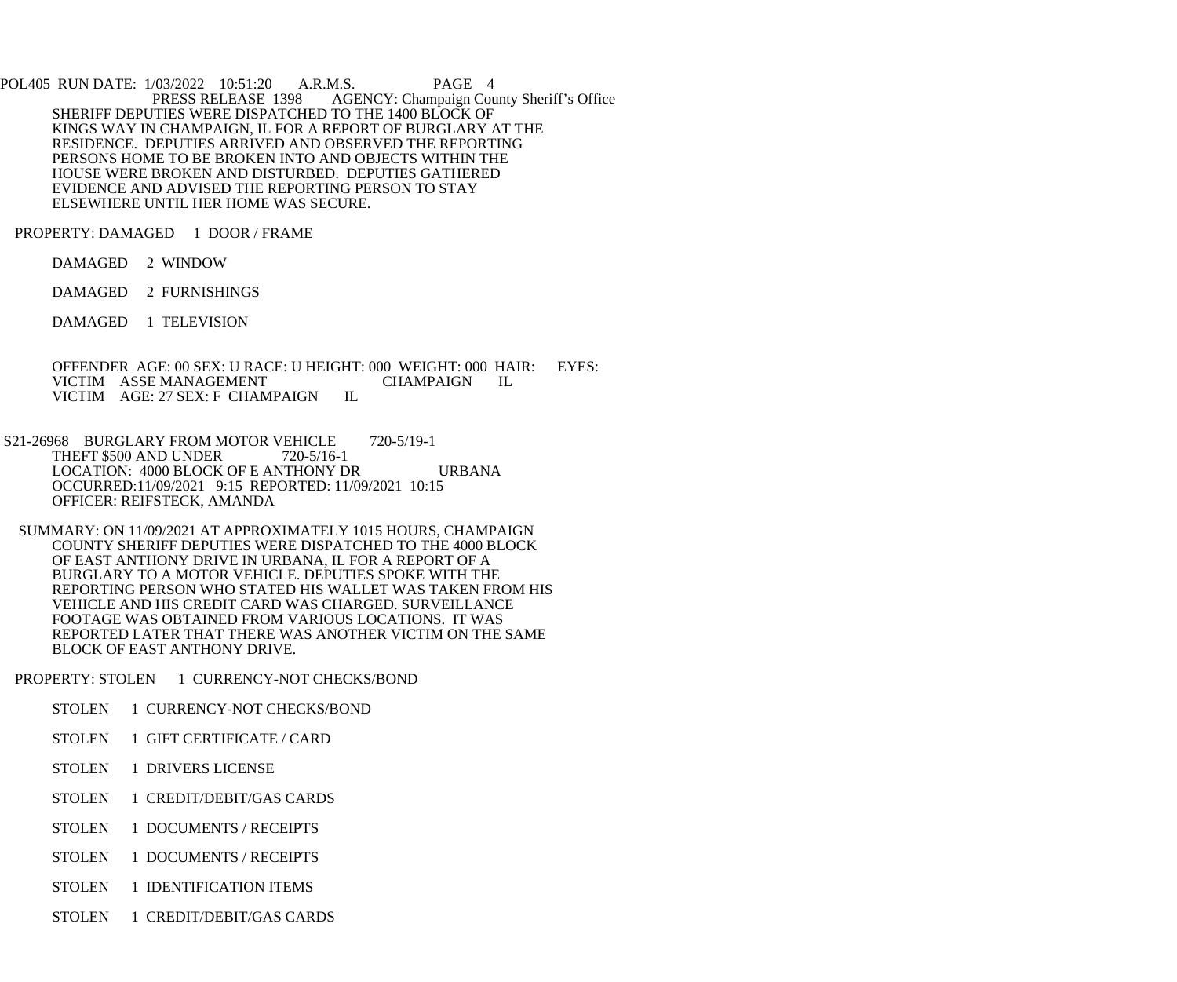PRESS RELEASE 1398 AGENCY: Champaign County Sheriff's Office

SHERIFF DEPUTIES WERE DISPATCHED TO THE 1400 BLOCK OF KINGS WAY IN CHAMPAIGN, IL FOR A REPORT OF BURGLARY AT THE RESIDENCE. DEPUTIES ARRIVED AND OBSERVED THE REPORTING PERSONS HOME TO BE BROKEN INTO AND OBJECTS WITHIN THE HOUSE WERE BROKEN AND DISTURBED. DEPUTIES GATHERED EVIDENCE AND ADVISED THE REPORTING PERSON TO STAY ELSEWHERE UNTIL HER HOME WAS SECURE.

PROPERTY: DAMAGED 1 DOOR / FRAME

DAMAGED 2 WINDOW

DAMAGED 2 FURNISHINGS

DAMAGED 1 TELEVISION

OFFENDER AGE: 00 SEX: U RACE: U HEIGHT: 000 WEIGHT: 000 HAIR: EYES:
VICTIM ASSE MANAGEMENT CHAMPAIGN IL
VICTIM AGE: 27 SEX: F CHAMPAIGN IL

S21-26968 BURGLARY FROM MOTOR VEHICLE 720-5/19-1
THEFT $500 AND UNDER 720-5/16-1
LOCATION: 4000 BLOCK OF E ANTHONY DR URBANA
OCCURRED:11/09/2021 9:15 REPORTED: 11/09/2021 10:15
OFFICER: REIFSTECK, AMANDA

SUMMARY: ON 11/09/2021 AT APPROXIMATELY 1015 HOURS, CHAMPAIGN COUNTY SHERIFF DEPUTIES WERE DISPATCHED TO THE 4000 BLOCK OF EAST ANTHONY DRIVE IN URBANA, IL FOR A REPORT OF A BURGLARY TO A MOTOR VEHICLE. DEPUTIES SPOKE WITH THE REPORTING PERSON WHO STATED HIS WALLET WAS TAKEN FROM HIS VEHICLE AND HIS CREDIT CARD WAS CHARGED. SURVEILLANCE FOOTAGE WAS OBTAINED FROM VARIOUS LOCATIONS. IT WAS REPORTED LATER THAT THERE WAS ANOTHER VICTIM ON THE SAME BLOCK OF EAST ANTHONY DRIVE.

PROPERTY: STOLEN 1 CURRENCY-NOT CHECKS/BOND

STOLEN 1 CURRENCY-NOT CHECKS/BOND

STOLEN 1 GIFT CERTIFICATE / CARD

STOLEN 1 DRIVERS LICENSE

STOLEN 1 CREDIT/DEBIT/GAS CARDS

STOLEN 1 DOCUMENTS / RECEIPTS

STOLEN 1 DOCUMENTS / RECEIPTS

STOLEN 1 IDENTIFICATION ITEMS

STOLEN 1 CREDIT/DEBIT/GAS CARDS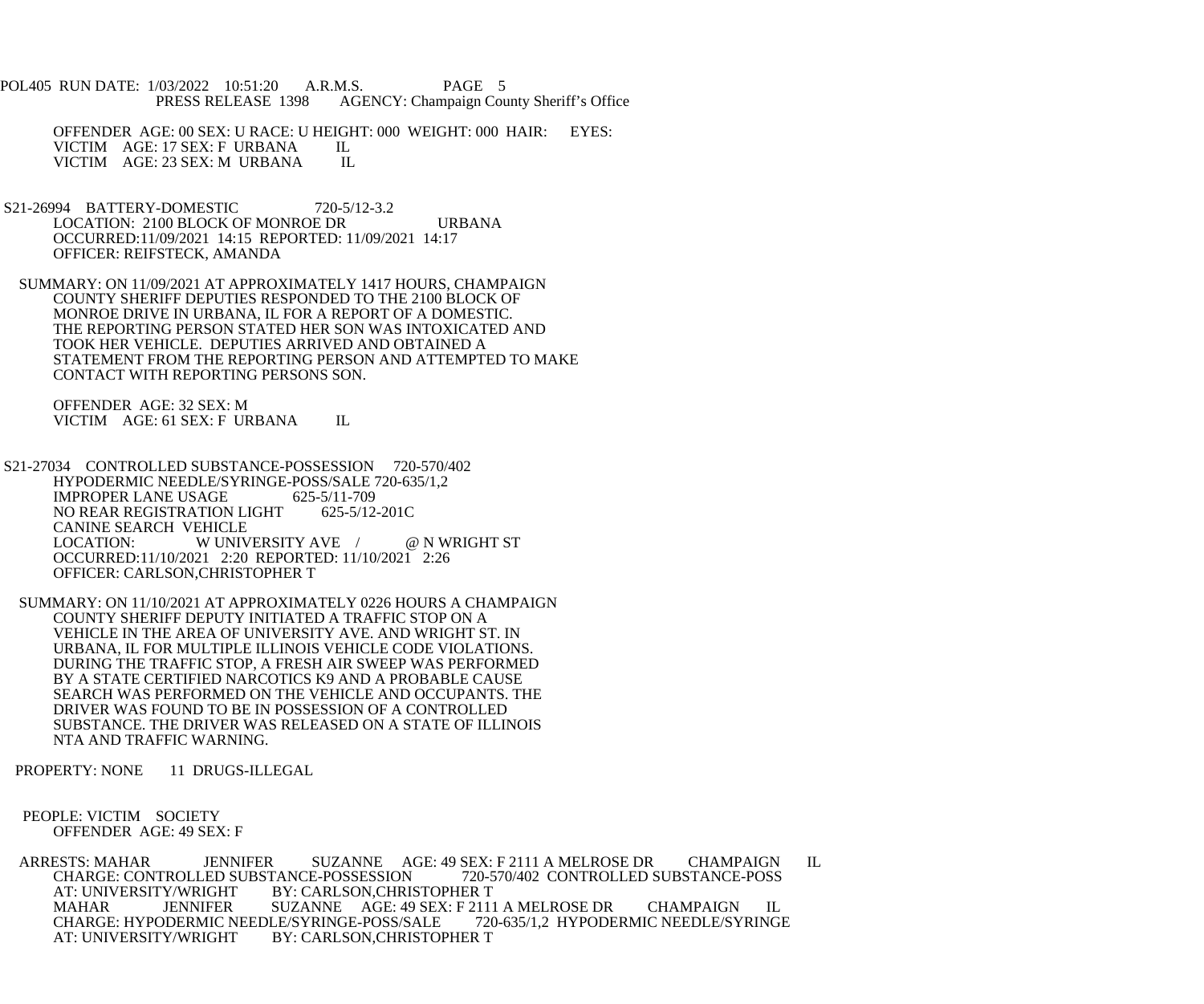OFFENDER AGE: 00 SEX: U RACE: U HEIGHT: 000 WEIGHT: 000 HAIR: EYES:
VICTIM AGE: 17 SEX: F URBANA IL
VICTIM AGE: 23 SEX: M URBANA IL

S21-26994 BATTERY-DOMESTIC 720-5/12-3.2
LOCATION: 2100 BLOCK OF MONROE DR URBANA
OCCURRED:11/09/2021 14:15 REPORTED: 11/09/2021 14:17
OFFICER: REIFSTECK, AMANDA

SUMMARY: ON 11/09/2021 AT APPROXIMATELY 1417 HOURS, CHAMPAIGN COUNTY SHERIFF DEPUTIES RESPONDED TO THE 2100 BLOCK OF MONROE DRIVE IN URBANA, IL FOR A REPORT OF A DOMESTIC. THE REPORTING PERSON STATED HER SON WAS INTOXICATED AND TOOK HER VEHICLE. DEPUTIES ARRIVED AND OBTAINED A STATEMENT FROM THE REPORTING PERSON AND ATTEMPTED TO MAKE CONTACT WITH REPORTING PERSONS SON.

OFFENDER AGE: 32 SEX: M
VICTIM AGE: 61 SEX: F URBANA IL

S21-27034 CONTROLLED SUBSTANCE-POSSESSION 720-570/402
HYPODERMIC NEEDLE/SYRINGE-POSS/SALE 720-635/1,2
IMPROPER LANE USAGE 625-5/11-709
NO REAR REGISTRATION LIGHT 625-5/12-201C
CANINE SEARCH VEHICLE
LOCATION: W UNIVERSITY AVE / @ N WRIGHT ST
OCCURRED:11/10/2021 2:20 REPORTED: 11/10/2021 2:26
OFFICER: CARLSON,CHRISTOPHER T

SUMMARY: ON 11/10/2021 AT APPROXIMATELY 0226 HOURS A CHAMPAIGN COUNTY SHERIFF DEPUTY INITIATED A TRAFFIC STOP ON A VEHICLE IN THE AREA OF UNIVERSITY AVE. AND WRIGHT ST. IN URBANA, IL FOR MULTIPLE ILLINOIS VEHICLE CODE VIOLATIONS. DURING THE TRAFFIC STOP, A FRESH AIR SWEEP WAS PERFORMED BY A STATE CERTIFIED NARCOTICS K9 AND A PROBABLE CAUSE SEARCH WAS PERFORMED ON THE VEHICLE AND OCCUPANTS. THE DRIVER WAS FOUND TO BE IN POSSESSION OF A CONTROLLED SUBSTANCE. THE DRIVER WAS RELEASED ON A STATE OF ILLINOIS NTA AND TRAFFIC WARNING.

PROPERTY: NONE 11 DRUGS-ILLEGAL

PEOPLE: VICTIM SOCIETY
OFFENDER AGE: 49 SEX: F

ARRESTS: MAHAR JENNIFER SUZANNE AGE: 49 SEX: F 2111 A MELROSE DR CHAMPAIGN IL
CHARGE: CONTROLLED SUBSTANCE-POSSESSION 720-570/402 CONTROLLED SUBSTANCE-POSS
AT: UNIVERSITY/WRIGHT BY: CARLSON,CHRISTOPHER T
MAHAR JENNIFER SUZANNE AGE: 49 SEX: F 2111 A MELROSE DR CHAMPAIGN IL
CHARGE: HYPODERMIC NEEDLE/SYRINGE-POSS/SALE 720-635/1,2 HYPODERMIC NEEDLE/SYRINGE
AT: UNIVERSITY/WRIGHT BY: CARLSON,CHRISTOPHER T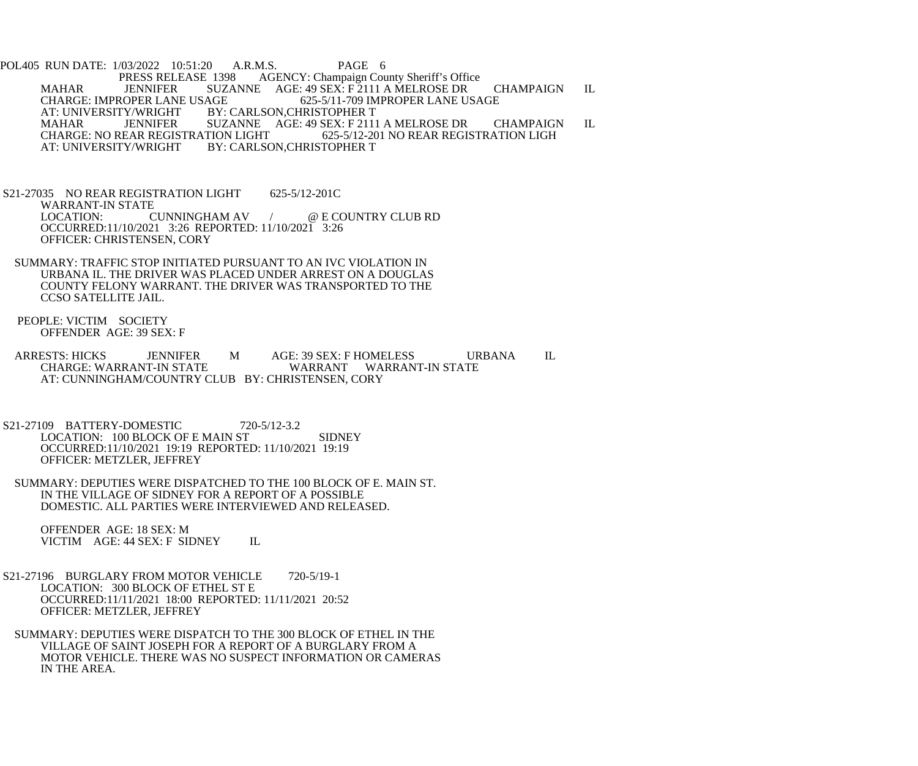MAHAR JENNIFER SUZANNE AGE: 49 SEX: F 2111 A MELROSE DR CHAMPAIGN IL
CHARGE: IMPROPER LANE USAGE 625-5/11-709 IMPROPER LANE USAGE
AT: UNIVERSITY/WRIGHT BY: CARLSON,CHRISTOPHER T
MAHAR JENNIFER SUZANNE AGE: 49 SEX: F 2111 A MELROSE DR CHAMPAIGN IL
CHARGE: NO REAR REGISTRATION LIGHT 625-5/12-201 NO REAR REGISTRATION LIGH
AT: UNIVERSITY/WRIGHT BY: CARLSON,CHRISTOPHER T

S21-27035 NO REAR REGISTRATION LIGHT 625-5/12-201C
WARRANT-IN STATE
LOCATION: CUNNINGHAM AV / @ E COUNTRY CLUB RD
OCCURRED:11/10/2021 3:26 REPORTED: 11/10/2021 3:26
OFFICER: CHRISTENSEN, CORY

SUMMARY: TRAFFIC STOP INITIATED PURSUANT TO AN IVC VIOLATION IN URBANA IL. THE DRIVER WAS PLACED UNDER ARREST ON A DOUGLAS COUNTY FELONY WARRANT. THE DRIVER WAS TRANSPORTED TO THE CCSO SATELLITE JAIL.

PEOPLE: VICTIM SOCIETY
OFFENDER AGE: 39 SEX: F

ARRESTS: HICKS JENNIFER M AGE: 39 SEX: F HOMELESS URBANA IL
CHARGE: WARRANT-IN STATE WARRANT WARRANT-IN STATE
AT: CUNNINGHAM/COUNTRY CLUB BY: CHRISTENSEN, CORY

S21-27109 BATTERY-DOMESTIC 720-5/12-3.2
LOCATION: 100 BLOCK OF E MAIN ST SIDNEY
OCCURRED:11/10/2021 19:19 REPORTED: 11/10/2021 19:19
OFFICER: METZLER, JEFFREY

SUMMARY: DEPUTIES WERE DISPATCHED TO THE 100 BLOCK OF E. MAIN ST. IN THE VILLAGE OF SIDNEY FOR A REPORT OF A POSSIBLE DOMESTIC. ALL PARTIES WERE INTERVIEWED AND RELEASED.

OFFENDER AGE: 18 SEX: M
VICTIM AGE: 44 SEX: F SIDNEY IL

S21-27196 BURGLARY FROM MOTOR VEHICLE 720-5/19-1
LOCATION: 300 BLOCK OF ETHEL ST E
OCCURRED:11/11/2021 18:00 REPORTED: 11/11/2021 20:52
OFFICER: METZLER, JEFFREY

SUMMARY: DEPUTIES WERE DISPATCH TO THE 300 BLOCK OF ETHEL IN THE VILLAGE OF SAINT JOSEPH FOR A REPORT OF A BURGLARY FROM A MOTOR VEHICLE. THERE WAS NO SUSPECT INFORMATION OR CAMERAS IN THE AREA.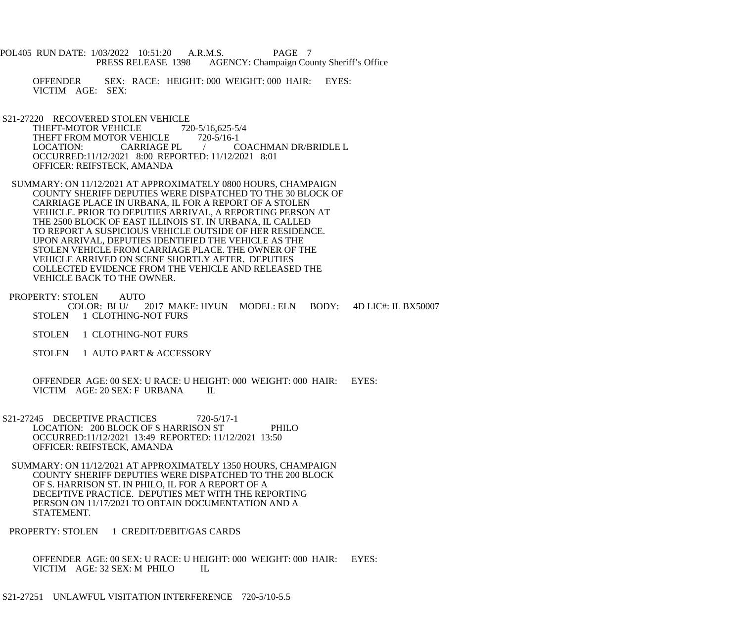OFFENDER SEX: RACE: HEIGHT: 000 WEIGHT: 000 HAIR: EYES:
VICTIM AGE: SEX:

S21-27220 RECOVERED STOLEN VEHICLE
THEFT-MOTOR VEHICLE 720-5/16,625-5/4
THEFT FROM MOTOR VEHICLE 720-5/16-1
LOCATION: CARRIAGE PL / COACHMAN DR/BRIDLE L
OCCURRED:11/12/2021 8:00 REPORTED: 11/12/2021 8:01
OFFICER: REIFSTECK, AMANDA

SUMMARY: ON 11/12/2021 AT APPROXIMATELY 0800 HOURS, CHAMPAIGN COUNTY SHERIFF DEPUTIES WERE DISPATCHED TO THE 30 BLOCK OF CARRIAGE PLACE IN URBANA, IL FOR A REPORT OF A STOLEN VEHICLE. PRIOR TO DEPUTIES ARRIVAL, A REPORTING PERSON AT THE 2500 BLOCK OF EAST ILLINOIS ST. IN URBANA, IL CALLED TO REPORT A SUSPICIOUS VEHICLE OUTSIDE OF HER RESIDENCE. UPON ARRIVAL, DEPUTIES IDENTIFIED THE VEHICLE AS THE STOLEN VEHICLE FROM CARRIAGE PLACE. THE OWNER OF THE VEHICLE ARRIVED ON SCENE SHORTLY AFTER. DEPUTIES COLLECTED EVIDENCE FROM THE VEHICLE AND RELEASED THE VEHICLE BACK TO THE OWNER.

PROPERTY: STOLEN AUTO
COLOR: BLU/ 2017 MAKE: HYUN MODEL: ELN BODY: 4D LIC#: IL BX50007
STOLEN 1 CLOTHING-NOT FURS

STOLEN 1 CLOTHING-NOT FURS

STOLEN 1 AUTO PART & ACCESSORY

OFFENDER AGE: 00 SEX: U RACE: U HEIGHT: 000 WEIGHT: 000 HAIR: EYES:
VICTIM AGE: 20 SEX: F URBANA IL

S21-27245 DECEPTIVE PRACTICES 720-5/17-1
LOCATION: 200 BLOCK OF S HARRISON ST PHILO
OCCURRED:11/12/2021 13:49 REPORTED: 11/12/2021 13:50
OFFICER: REIFSTECK, AMANDA

SUMMARY: ON 11/12/2021 AT APPROXIMATELY 1350 HOURS, CHAMPAIGN COUNTY SHERIFF DEPUTIES WERE DISPATCHED TO THE 200 BLOCK OF S. HARRISON ST. IN PHILO, IL FOR A REPORT OF A DECEPTIVE PRACTICE. DEPUTIES MET WITH THE REPORTING PERSON ON 11/17/2021 TO OBTAIN DOCUMENTATION AND A STATEMENT.

PROPERTY: STOLEN 1 CREDIT/DEBIT/GAS CARDS

OFFENDER AGE: 00 SEX: U RACE: U HEIGHT: 000 WEIGHT: 000 HAIR: EYES:
VICTIM AGE: 32 SEX: M PHILO IL

S21-27251 UNLAWFUL VISITATION INTERFERENCE 720-5/10-5.5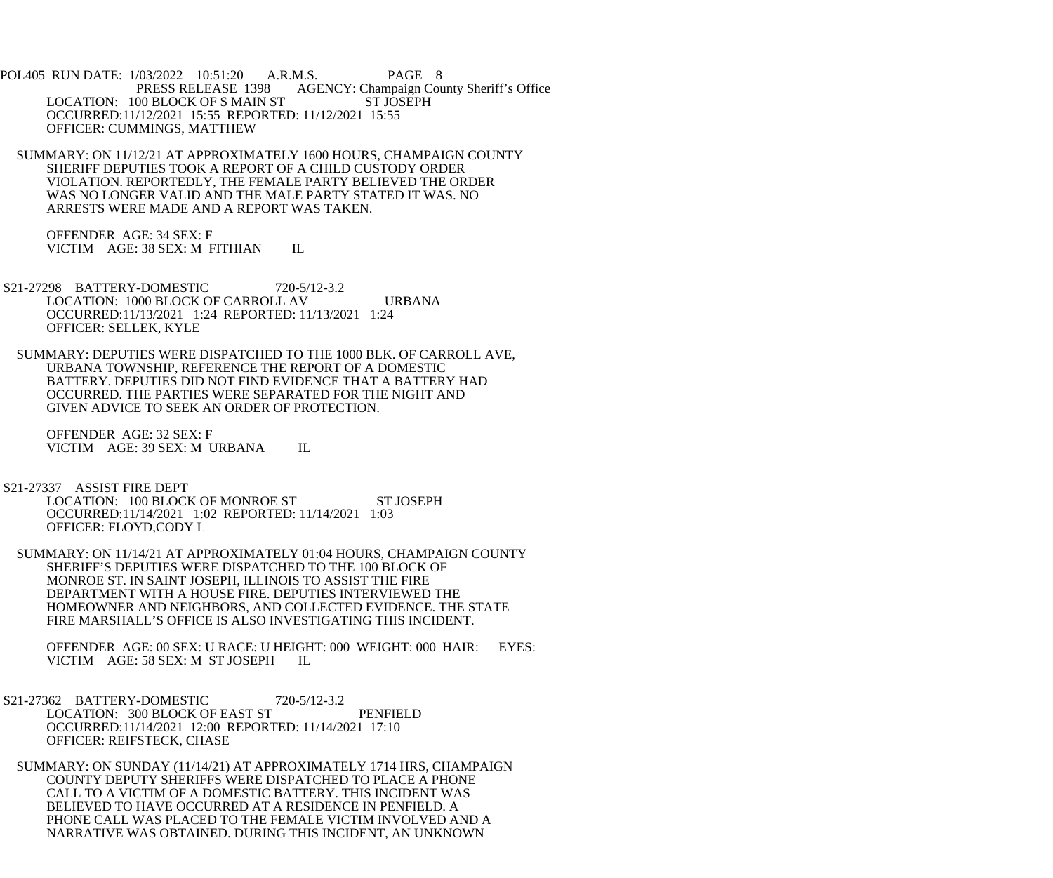POL405 RUN DATE: 1/03/2022 10:51:20 A.R.M.S. PAGE 8
PRESS RELEASE 1398 AGENCY: Champaign County Sheriff's Office

LOCATION: 100 BLOCK OF S MAIN ST ST JOSEPH
OCCURRED:11/12/2021 15:55 REPORTED: 11/12/2021 15:55
OFFICER: CUMMINGS, MATTHEW

SUMMARY: ON 11/12/21 AT APPROXIMATELY 1600 HOURS, CHAMPAIGN COUNTY SHERIFF DEPUTIES TOOK A REPORT OF A CHILD CUSTODY ORDER VIOLATION. REPORTEDLY, THE FEMALE PARTY BELIEVED THE ORDER WAS NO LONGER VALID AND THE MALE PARTY STATED IT WAS. NO ARRESTS WERE MADE AND A REPORT WAS TAKEN.

OFFENDER AGE: 34 SEX: F
VICTIM AGE: 38 SEX: M FITHIAN IL

S21-27298 BATTERY-DOMESTIC 720-5/12-3.2
LOCATION: 1000 BLOCK OF CARROLL AV URBANA
OCCURRED:11/13/2021 1:24 REPORTED: 11/13/2021 1:24
OFFICER: SELLEK, KYLE

SUMMARY: DEPUTIES WERE DISPATCHED TO THE 1000 BLK. OF CARROLL AVE, URBANA TOWNSHIP, REFERENCE THE REPORT OF A DOMESTIC BATTERY. DEPUTIES DID NOT FIND EVIDENCE THAT A BATTERY HAD OCCURRED. THE PARTIES WERE SEPARATED FOR THE NIGHT AND GIVEN ADVICE TO SEEK AN ORDER OF PROTECTION.

OFFENDER AGE: 32 SEX: F
VICTIM AGE: 39 SEX: M URBANA IL

S21-27337 ASSIST FIRE DEPT
LOCATION: 100 BLOCK OF MONROE ST ST JOSEPH
OCCURRED:11/14/2021 1:02 REPORTED: 11/14/2021 1:03
OFFICER: FLOYD,CODY L

SUMMARY: ON 11/14/21 AT APPROXIMATELY 01:04 HOURS, CHAMPAIGN COUNTY SHERIFF'S DEPUTIES WERE DISPATCHED TO THE 100 BLOCK OF MONROE ST. IN SAINT JOSEPH, ILLINOIS TO ASSIST THE FIRE DEPARTMENT WITH A HOUSE FIRE. DEPUTIES INTERVIEWED THE HOMEOWNER AND NEIGHBORS, AND COLLECTED EVIDENCE. THE STATE FIRE MARSHALL'S OFFICE IS ALSO INVESTIGATING THIS INCIDENT.

OFFENDER AGE: 00 SEX: U RACE: U HEIGHT: 000 WEIGHT: 000 HAIR: EYES:
VICTIM AGE: 58 SEX: M ST JOSEPH IL

S21-27362 BATTERY-DOMESTIC 720-5/12-3.2
LOCATION: 300 BLOCK OF EAST ST PENFIELD
OCCURRED:11/14/2021 12:00 REPORTED: 11/14/2021 17:10
OFFICER: REIFSTECK, CHASE

SUMMARY: ON SUNDAY (11/14/21) AT APPROXIMATELY 1714 HRS, CHAMPAIGN COUNTY DEPUTY SHERIFFS WERE DISPATCHED TO PLACE A PHONE CALL TO A VICTIM OF A DOMESTIC BATTERY. THIS INCIDENT WAS BELIEVED TO HAVE OCCURRED AT A RESIDENCE IN PENFIELD. A PHONE CALL WAS PLACED TO THE FEMALE VICTIM INVOLVED AND A NARRATIVE WAS OBTAINED. DURING THIS INCIDENT, AN UNKNOWN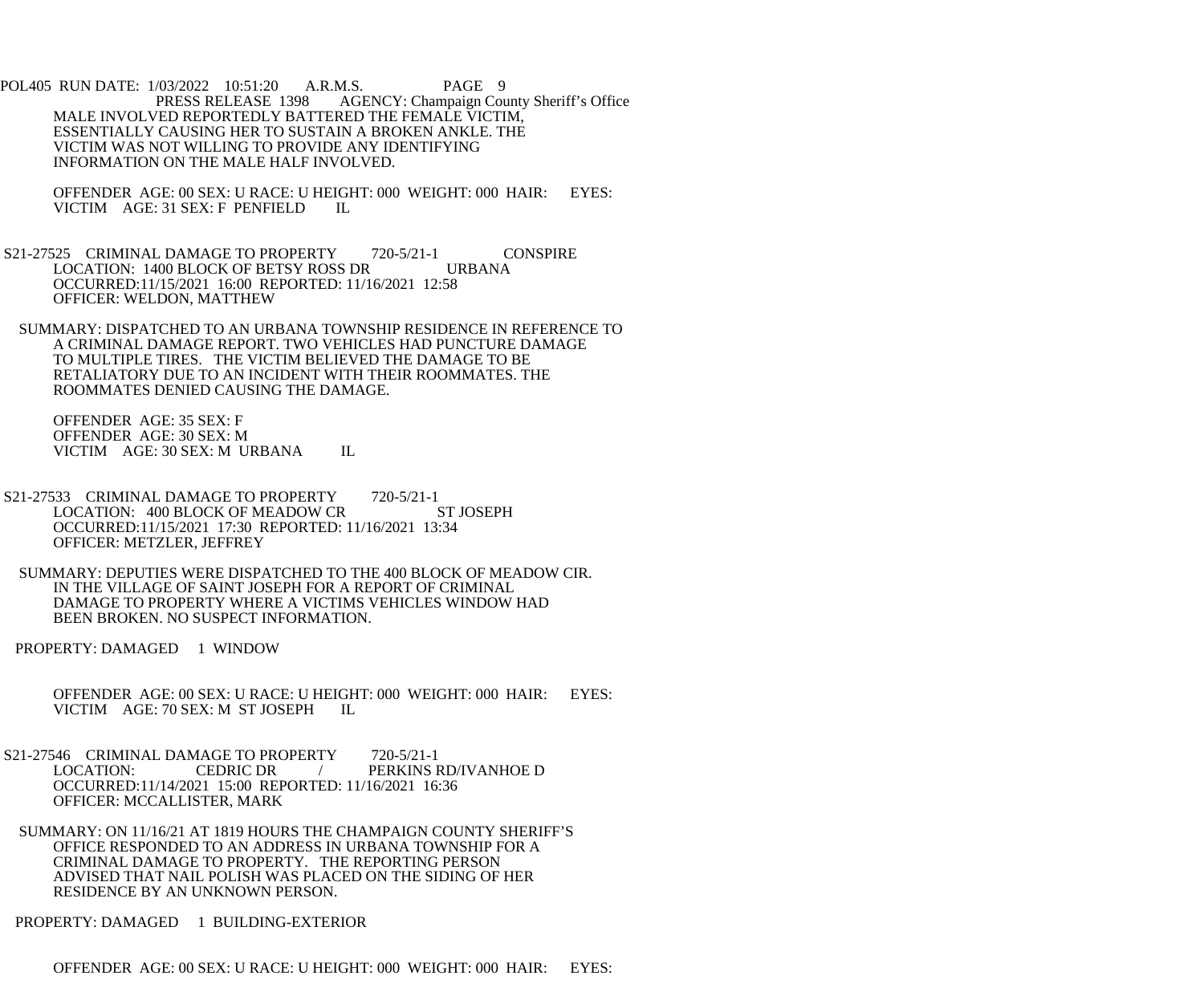MALE INVOLVED REPORTEDLY BATTERED THE FEMALE VICTIM, ESSENTIALLY CAUSING HER TO SUSTAIN A BROKEN ANKLE. THE VICTIM WAS NOT WILLING TO PROVIDE ANY IDENTIFYING INFORMATION ON THE MALE HALF INVOLVED.

OFFENDER AGE: 00 SEX: U RACE: U HEIGHT: 000 WEIGHT: 000 HAIR: EYES:
VICTIM AGE: 31 SEX: F PENFIELD IL

S21-27525 CRIMINAL DAMAGE TO PROPERTY 720-5/21-1 CONSPIRE
LOCATION: 1400 BLOCK OF BETSY ROSS DR URBANA
OCCURRED:11/15/2021 16:00 REPORTED: 11/16/2021 12:58
OFFICER: WELDON, MATTHEW

SUMMARY: DISPATCHED TO AN URBANA TOWNSHIP RESIDENCE IN REFERENCE TO A CRIMINAL DAMAGE REPORT. TWO VEHICLES HAD PUNCTURE DAMAGE TO MULTIPLE TIRES. THE VICTIM BELIEVED THE DAMAGE TO BE RETALIATORY DUE TO AN INCIDENT WITH THEIR ROOMMATES. THE ROOMMATES DENIED CAUSING THE DAMAGE.

OFFENDER AGE: 35 SEX: F
OFFENDER AGE: 30 SEX: M
VICTIM AGE: 30 SEX: M URBANA IL

S21-27533 CRIMINAL DAMAGE TO PROPERTY 720-5/21-1
LOCATION: 400 BLOCK OF MEADOW CR ST JOSEPH
OCCURRED:11/15/2021 17:30 REPORTED: 11/16/2021 13:34
OFFICER: METZLER, JEFFREY

SUMMARY: DEPUTIES WERE DISPATCHED TO THE 400 BLOCK OF MEADOW CIR. IN THE VILLAGE OF SAINT JOSEPH FOR A REPORT OF CRIMINAL DAMAGE TO PROPERTY WHERE A VICTIMS VEHICLES WINDOW HAD BEEN BROKEN. NO SUSPECT INFORMATION.

PROPERTY: DAMAGED 1 WINDOW

OFFENDER AGE: 00 SEX: U RACE: U HEIGHT: 000 WEIGHT: 000 HAIR: EYES:
VICTIM AGE: 70 SEX: M ST JOSEPH IL

S21-27546 CRIMINAL DAMAGE TO PROPERTY 720-5/21-1
LOCATION: CEDRIC DR / PERKINS RD/IVANHOE D
OCCURRED:11/14/2021 15:00 REPORTED: 11/16/2021 16:36
OFFICER: MCCALLISTER, MARK

SUMMARY: ON 11/16/21 AT 1819 HOURS THE CHAMPAIGN COUNTY SHERIFF'S OFFICE RESPONDED TO AN ADDRESS IN URBANA TOWNSHIP FOR A CRIMINAL DAMAGE TO PROPERTY. THE REPORTING PERSON ADVISED THAT NAIL POLISH WAS PLACED ON THE SIDING OF HER RESIDENCE BY AN UNKNOWN PERSON.

PROPERTY: DAMAGED 1 BUILDING-EXTERIOR

OFFENDER AGE: 00 SEX: U RACE: U HEIGHT: 000 WEIGHT: 000 HAIR: EYES: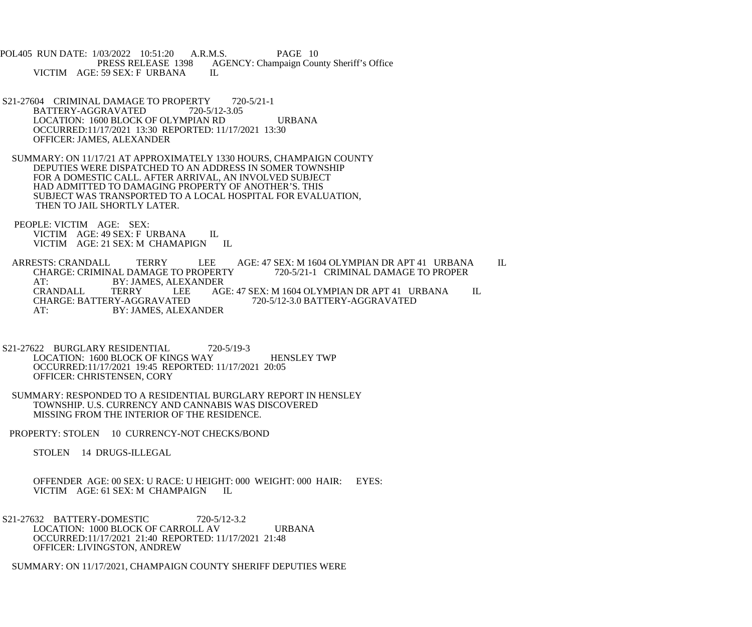VICTIM AGE: 59 SEX: F URBANA IL

S21-27604 CRIMINAL DAMAGE TO PROPERTY 720-5/21-1
BATTERY-AGGRAVATED 720-5/12-3.05
LOCATION: 1600 BLOCK OF OLYMPIAN RD URBANA
OCCURRED:11/17/2021 13:30 REPORTED: 11/17/2021 13:30
OFFICER: JAMES, ALEXANDER

SUMMARY: ON 11/17/21 AT APPROXIMATELY 1330 HOURS, CHAMPAIGN COUNTY DEPUTIES WERE DISPATCHED TO AN ADDRESS IN SOMER TOWNSHIP FOR A DOMESTIC CALL. AFTER ARRIVAL, AN INVOLVED SUBJECT HAD ADMITTED TO DAMAGING PROPERTY OF ANOTHER'S. THIS SUBJECT WAS TRANSPORTED TO A LOCAL HOSPITAL FOR EVALUATION, THEN TO JAIL SHORTLY LATER.

PEOPLE: VICTIM AGE: SEX:
VICTIM AGE: 49 SEX: F URBANA IL
VICTIM AGE: 21 SEX: M CHAMAPIGN IL

ARRESTS: CRANDALL TERRY LEE AGE: 47 SEX: M 1604 OLYMPIAN DR APT 41 URBANA IL
CHARGE: CRIMINAL DAMAGE TO PROPERTY 720-5/21-1 CRIMINAL DAMAGE TO PROPER
AT: BY: JAMES, ALEXANDER
CRANDALL TERRY LEE AGE: 47 SEX: M 1604 OLYMPIAN DR APT 41 URBANA IL
CHARGE: BATTERY-AGGRAVATED 720-5/12-3.0 BATTERY-AGGRAVATED
AT: BY: JAMES, ALEXANDER

S21-27622 BURGLARY RESIDENTIAL 720-5/19-3
LOCATION: 1600 BLOCK OF KINGS WAY HENSLEY TWP
OCCURRED:11/17/2021 19:45 REPORTED: 11/17/2021 20:05
OFFICER: CHRISTENSEN, CORY

SUMMARY: RESPONDED TO A RESIDENTIAL BURGLARY REPORT IN HENSLEY TOWNSHIP. U.S. CURRENCY AND CANNABIS WAS DISCOVERED MISSING FROM THE INTERIOR OF THE RESIDENCE.

PROPERTY: STOLEN 10 CURRENCY-NOT CHECKS/BOND

STOLEN 14 DRUGS-ILLEGAL

OFFENDER AGE: 00 SEX: U RACE: U HEIGHT: 000 WEIGHT: 000 HAIR: EYES:
VICTIM AGE: 61 SEX: M CHAMPAIGN IL

S21-27632 BATTERY-DOMESTIC 720-5/12-3.2
LOCATION: 1000 BLOCK OF CARROLL AV URBANA
OCCURRED:11/17/2021 21:40 REPORTED: 11/17/2021 21:48
OFFICER: LIVINGSTON, ANDREW

SUMMARY: ON 11/17/2021, CHAMPAIGN COUNTY SHERIFF DEPUTIES WERE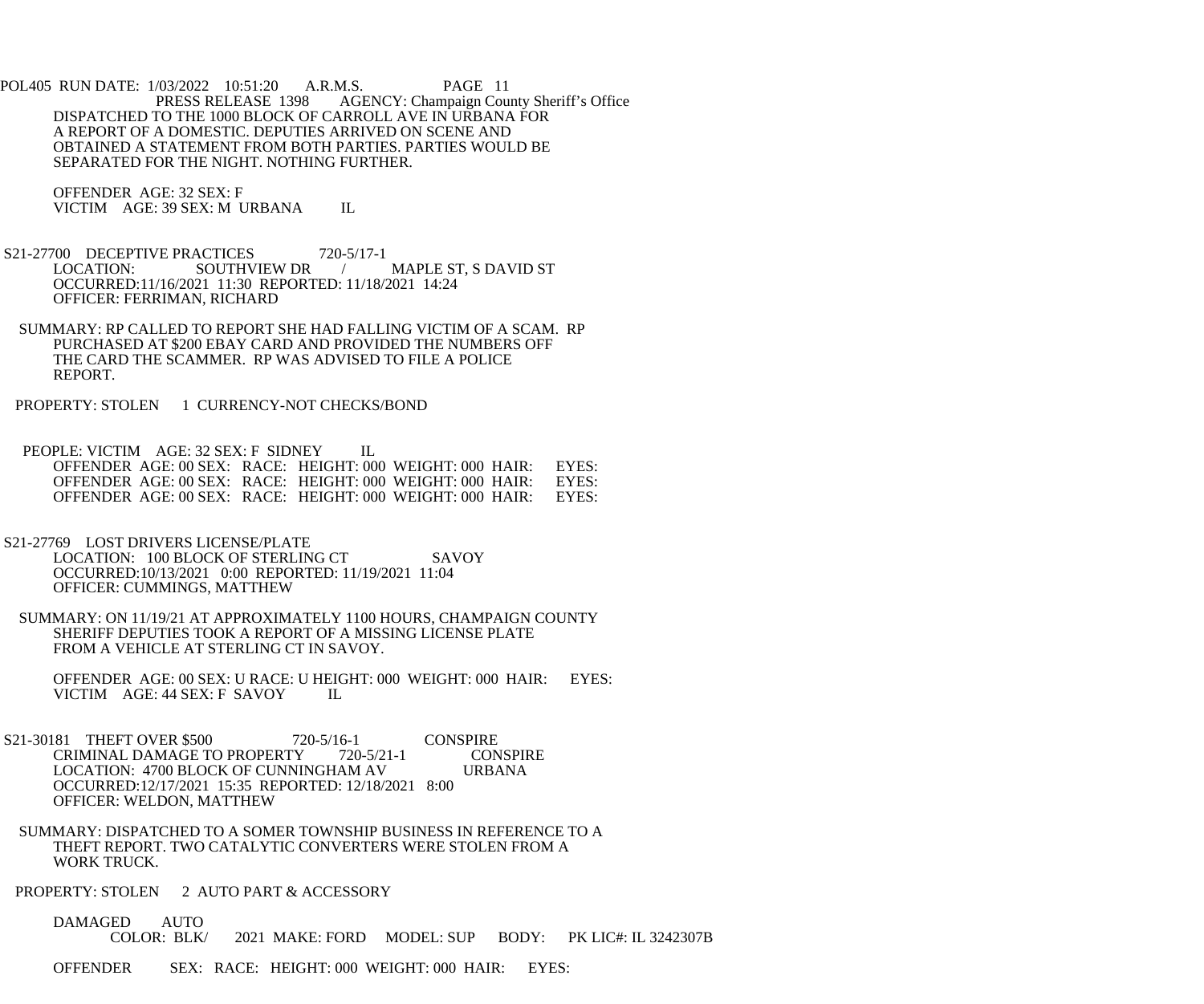DISPATCHED TO THE 1000 BLOCK OF CARROLL AVE IN URBANA FOR A REPORT OF A DOMESTIC. DEPUTIES ARRIVED ON SCENE AND OBTAINED A STATEMENT FROM BOTH PARTIES. PARTIES WOULD BE SEPARATED FOR THE NIGHT. NOTHING FURTHER.

OFFENDER AGE: 32 SEX: F
VICTIM AGE: 39 SEX: M URBANA IL

S21-27700 DECEPTIVE PRACTICES 720-5/17-1
LOCATION: SOUTHVIEW DR / MAPLE ST, S DAVID ST
OCCURRED:11/16/2021 11:30 REPORTED: 11/18/2021 14:24
OFFICER: FERRIMAN, RICHARD

SUMMARY: RP CALLED TO REPORT SHE HAD FALLING VICTIM OF A SCAM. RP PURCHASED AT $200 EBAY CARD AND PROVIDED THE NUMBERS OFF THE CARD THE SCAMMER. RP WAS ADVISED TO FILE A POLICE REPORT.

PROPERTY: STOLEN 1 CURRENCY-NOT CHECKS/BOND

PEOPLE: VICTIM AGE: 32 SEX: F SIDNEY IL
OFFENDER AGE: 00 SEX: RACE: HEIGHT: 000 WEIGHT: 000 HAIR: EYES:
OFFENDER AGE: 00 SEX: RACE: HEIGHT: 000 WEIGHT: 000 HAIR: EYES:
OFFENDER AGE: 00 SEX: RACE: HEIGHT: 000 WEIGHT: 000 HAIR: EYES:

S21-27769 LOST DRIVERS LICENSE/PLATE
LOCATION: 100 BLOCK OF STERLING CT SAVOY
OCCURRED:10/13/2021 0:00 REPORTED: 11/19/2021 11:04
OFFICER: CUMMINGS, MATTHEW

SUMMARY: ON 11/19/21 AT APPROXIMATELY 1100 HOURS, CHAMPAIGN COUNTY SHERIFF DEPUTIES TOOK A REPORT OF A MISSING LICENSE PLATE FROM A VEHICLE AT STERLING CT IN SAVOY.

OFFENDER AGE: 00 SEX: U RACE: U HEIGHT: 000 WEIGHT: 000 HAIR: EYES:
VICTIM AGE: 44 SEX: F SAVOY IL

S21-30181 THEFT OVER $500 720-5/16-1 CONSPIRE
CRIMINAL DAMAGE TO PROPERTY 720-5/21-1 CONSPIRE
LOCATION: 4700 BLOCK OF CUNNINGHAM AV URBANA
OCCURRED:12/17/2021 15:35 REPORTED: 12/18/2021 8:00
OFFICER: WELDON, MATTHEW

SUMMARY: DISPATCHED TO A SOMER TOWNSHIP BUSINESS IN REFERENCE TO A THEFT REPORT. TWO CATALYTIC CONVERTERS WERE STOLEN FROM A WORK TRUCK.

PROPERTY: STOLEN 2 AUTO PART & ACCESSORY

DAMAGED AUTO
COLOR: BLK/ 2021 MAKE: FORD MODEL: SUP BODY: PK LIC#: IL 3242307B

OFFENDER SEX: RACE: HEIGHT: 000 WEIGHT: 000 HAIR: EYES: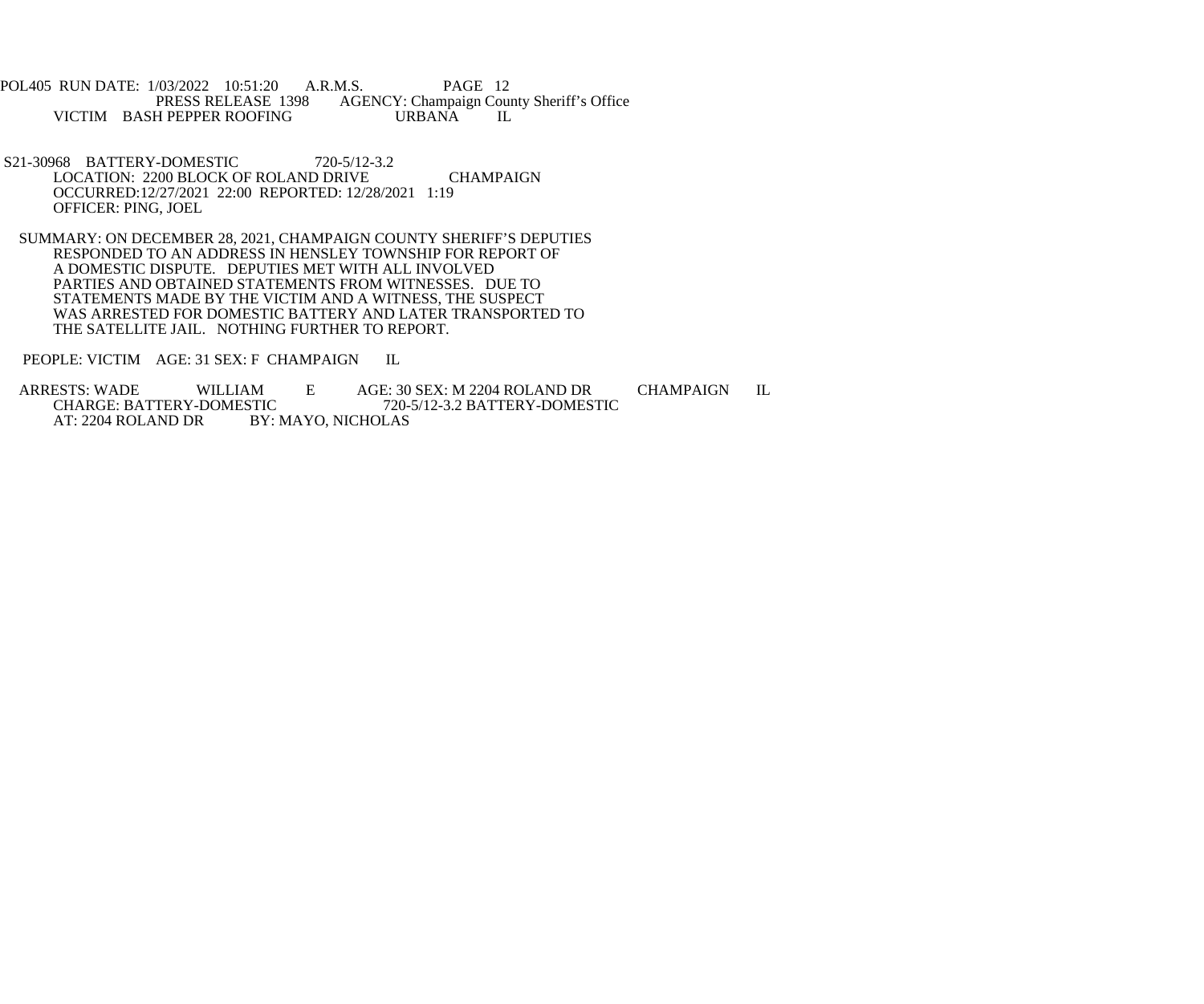VICTIM BASH PEPPER ROOFING URBANA IL

S21-30968 BATTERY-DOMESTIC 720-5/12-3.2
LOCATION: 2200 BLOCK OF ROLAND DRIVE CHAMPAIGN
OCCURRED:12/27/2021 22:00 REPORTED: 12/28/2021 1:19
OFFICER: PING, JOEL

SUMMARY: ON DECEMBER 28, 2021, CHAMPAIGN COUNTY SHERIFF'S DEPUTIES RESPONDED TO AN ADDRESS IN HENSLEY TOWNSHIP FOR REPORT OF A DOMESTIC DISPUTE. DEPUTIES MET WITH ALL INVOLVED PARTIES AND OBTAINED STATEMENTS FROM WITNESSES. DUE TO STATEMENTS MADE BY THE VICTIM AND A WITNESS, THE SUSPECT WAS ARRESTED FOR DOMESTIC BATTERY AND LATER TRANSPORTED TO THE SATELLITE JAIL. NOTHING FURTHER TO REPORT.

PEOPLE: VICTIM AGE: 31 SEX: F CHAMPAIGN IL

ARRESTS: WADE WILLIAM E AGE: 30 SEX: M 2204 ROLAND DR CHAMPAIGN IL
CHARGE: BATTERY-DOMESTIC 720-5/12-3.2 BATTERY-DOMESTIC
AT: 2204 ROLAND DR BY: MAYO, NICHOLAS